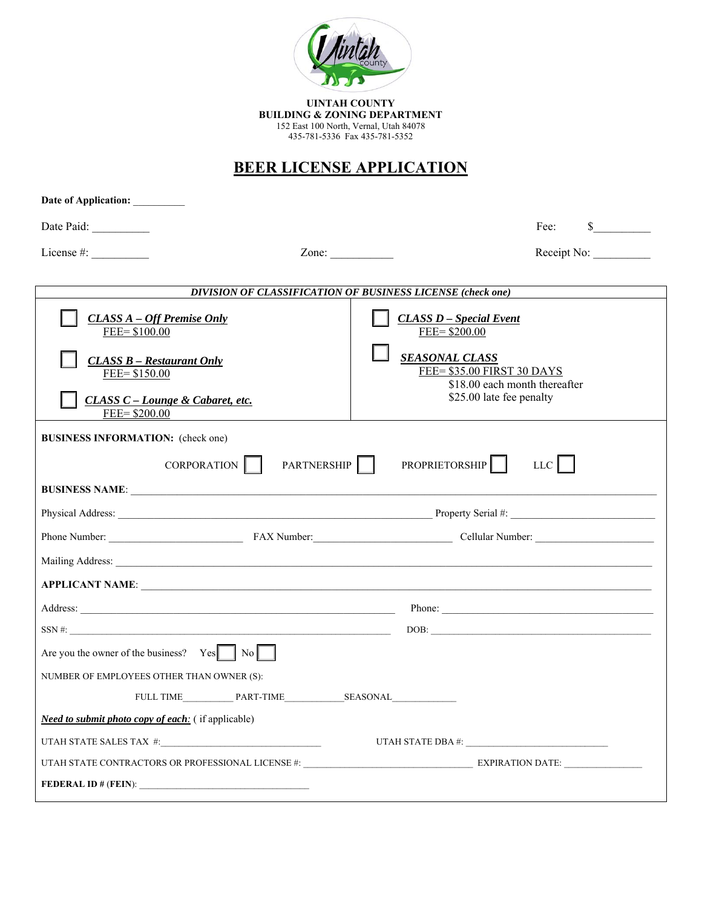UINTAH COUNTY
**BUILDING & ZONING DEPARTMENT**
152 East 100 North, Vernal, Utah 84078
435-781-5336 Fax 435-781-5352

# BEER LICENSE APPLICATION

**Date of Application:** __________

Date Paid: __________ Fee: $__________

License #: __________ Zone: ___________ Receipt No: __________

| *DIVISION OF CLASSIFICATION OF BUSINESS LICENSE (check one)* | |
|---|---|
| ☐ ***CLASS A – Off Premise Only*** FEE= $100.00 | ☐ ***CLASS D – Special Event*** FEE= $200.00 |
| ☐ ***CLASS B – Restaurant Only*** FEE= $150.00 | ☐ ***SEASONAL CLASS*** FEE= $35.00 FIRST 30 DAYS; $18.00 each month thereafter; $25.00 late fee penalty |
| ☐ ***CLASS C – Lounge & Cabaret, etc.*** FEE= $200.00 | |

**BUSINESS INFORMATION:** (check one)

CORPORATION ☐ PARTNERSHIP ☐ PROPRIETORSHIP ☐ LLC ☐

**BUSINESS NAME**: ______________________________

Physical Address: ______________________________ Property Serial #: ______________

Phone Number: ______________ FAX Number: ______________ Cellular Number: ______________

Mailing Address: ______________________________

**APPLICANT NAME**: ______________________________

Address: ______________________________ Phone: ______________

SSN #: ______________________________ DOB: ______________

Are you the owner of the business? Yes ☐ No ☐

NUMBER OF EMPLOYEES OTHER THAN OWNER (S):

FULL TIME__________ PART-TIME____________ SEASONAL_____________

***Need to submit photo copy of each:*** ( if applicable)

UTAH STATE SALES TAX #: ______________________ UTAH STATE DBA #: ______________________

UTAH STATE CONTRACTORS OR PROFESSIONAL LICENSE #: ______________________ EXPIRATION DATE: ______________

**FEDERAL ID #** (**FEIN**): ______________________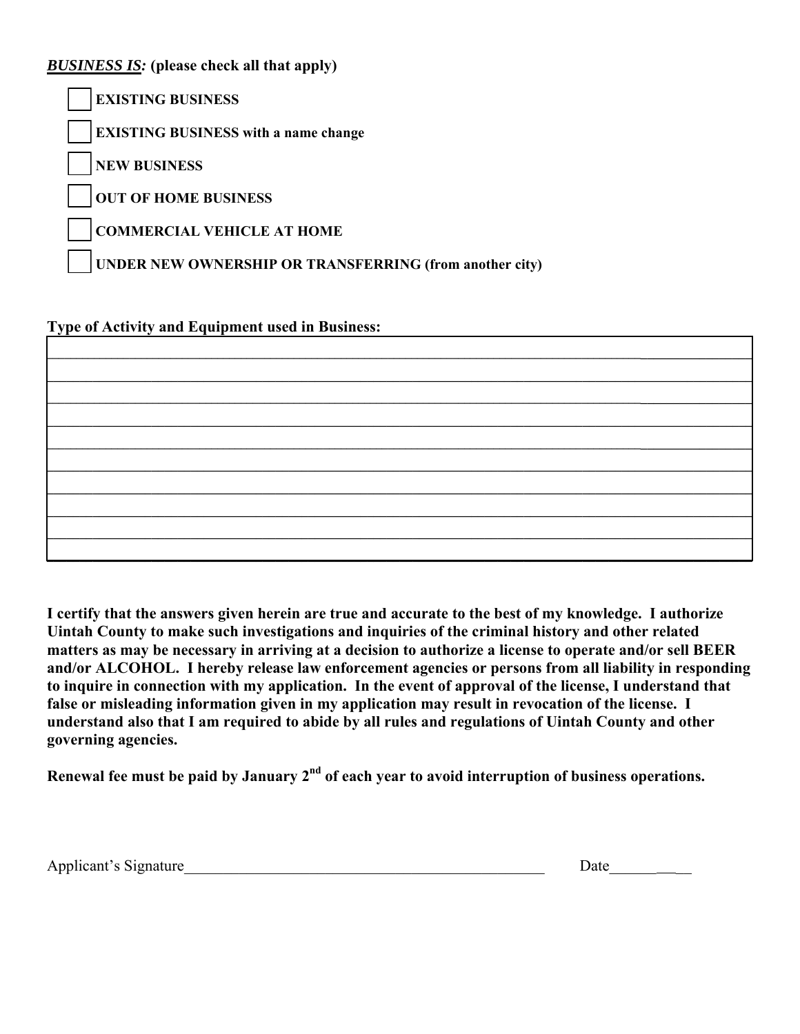***BUSINESS IS:*** **(please check all that apply)**

- ☐ **EXISTING BUSINESS**
- ☐ **EXISTING BUSINESS with a name change**
- ☐ **NEW BUSINESS**
- ☐ **OUT OF HOME BUSINESS**
- ☐ **COMMERCIAL VEHICLE AT HOME**
- ☐ **UNDER NEW OWNERSHIP OR TRANSFERRING (from another city)**

**Type of Activity and Equipment used in Business:**

| |
|---|
| |
| |
| |
| |
| |
| |
| |
| |
| |
| |

**I certify that the answers given herein are true and accurate to the best of my knowledge. I authorize Uintah County to make such investigations and inquiries of the criminal history and other related matters as may be necessary in arriving at a decision to authorize a license to operate and/or sell BEER and/or ALCOHOL. I hereby release law enforcement agencies or persons from all liability in responding to inquire in connection with my application. In the event of approval of the license, I understand that false or misleading information given in my application may result in revocation of the license. I understand also that I am required to abide by all rules and regulations of Uintah County and other governing agencies.**

**Renewal fee must be paid by January 2nd of each year to avoid interruption of business operations.**

Applicant's Signature_______________________________________________ Date__________